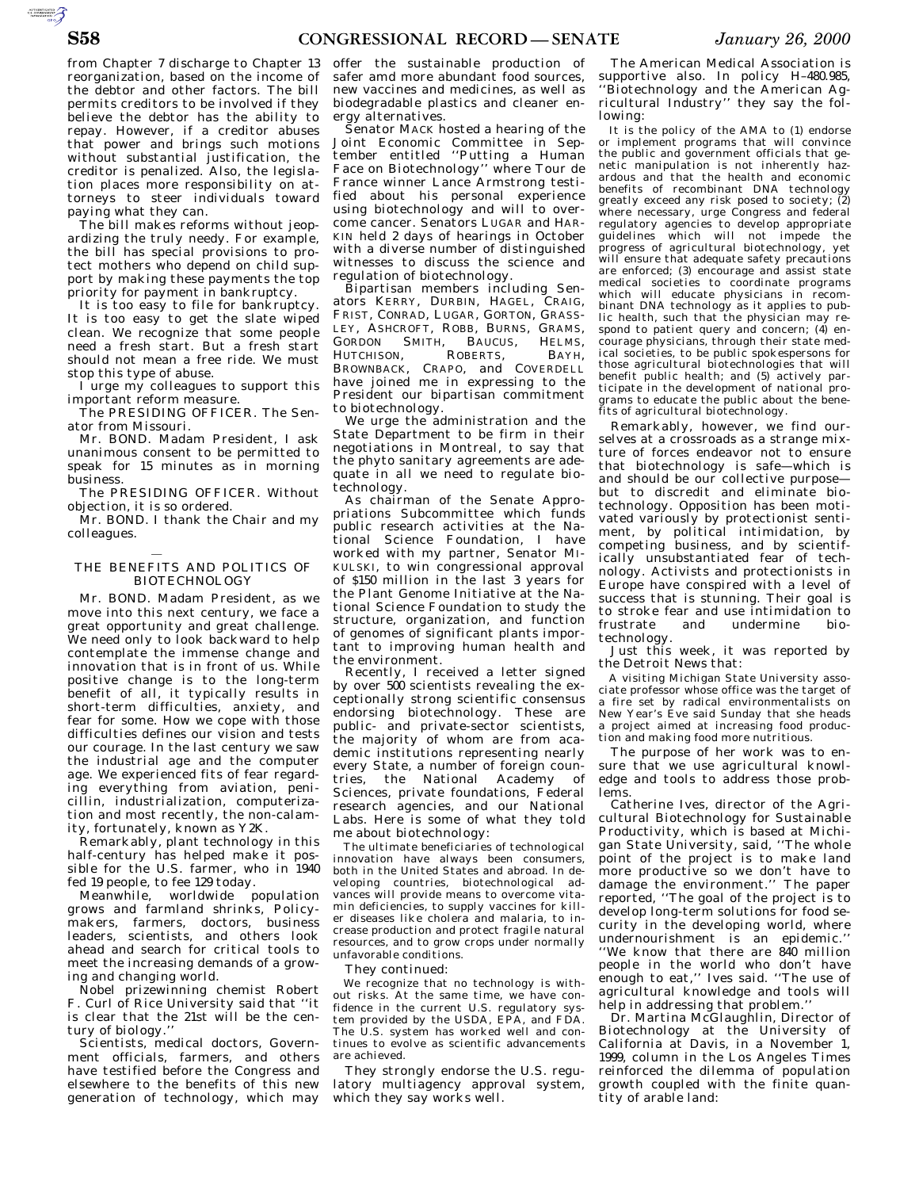from Chapter 7 discharge to Chapter 13 reorganization, based on the income of the debtor and other factors. The bill permits creditors to be involved if they believe the debtor has the ability to repay. However, if a creditor abuses that power and brings such motions without substantial justification, the creditor is penalized. Also, the legislation places more responsibility on attorneys to steer individuals toward paying what they can.

The bill makes reforms without jeopardizing the truly needy. For example, the bill has special provisions to protect mothers who depend on child support by making these payments the top priority for payment in bankruptcy.

It is too easy to file for bankruptcy. It is too easy to get the slate wiped clean. We recognize that some people need a fresh start. But a fresh start should not mean a free ride. We must stop this type of abuse.

I urge my colleagues to support this important reform measure.

The PRESIDING OFFICER. The Senator from Missouri.

Mr. BOND. Madam President, I ask unanimous consent to be permitted to speak for 15 minutes as in morning business.

The PRESIDING OFFICER. Without objection, it is so ordered.

Mr. BOND. I thank the Chair and my colleagues.

## THE BENEFITS AND POLITICS OF BIOTECHNOLOGY

Mr. BOND. Madam President, as we move into this next century, we face a great opportunity and great challenge. We need only to look backward to help contemplate the immense change and innovation that is in front of us. While positive change is to the long-term benefit of all, it typically results in short-term difficulties, anxiety, and fear for some. How we cope with those difficulties defines our vision and tests our courage. In the last century we saw the industrial age and the computer age. We experienced fits of fear regarding everything from aviation, penicillin, industrialization, computerization and most recently, the non-calamity, fortunately, known as Y2K.

Remarkably, plant technology in this half-century has helped make it possible for the U.S. farmer, who in 1940 fed 19 people, to fee 129 today.

Meanwhile, worldwide population grows and farmland shrinks, Policymakers, farmers, doctors, business leaders, scientists, and others look ahead and search for critical tools to meet the increasing demands of a growing and changing world.

Nobel prizewinning chemist Robert F. Curl of Rice University said that ''it is clear that the 21st will be the century of biology.''

Scientists, medical doctors, Government officials, farmers, and others have testified before the Congress and elsewhere to the benefits of this new generation of technology, which may offer the sustainable production of safer amd more abundant food sources, new vaccines and medicines, as well as biodegradable plastics and cleaner energy alternatives.

Senator MACK hosted a hearing of the Joint Economic Committee in September entitled ''Putting a Human Face on Biotechnology'' where Tour de France winner Lance Armstrong testified about his personal experience using biotechnology and will to overcome cancer. Senators LUGAR and HARKIN held 2 days of hearings in October with a diverse number of distinguished witnesses to discuss the science and regulation of biotechnology.

Bipartisan members including Senators KERRY, DURBIN, HAGEL, CRAIG, FRIST, CONRAD, LUGAR, GORTON, GRASSLEY, ASHCROFT, ROBB, BURNS, GRAMS, GORDON SMITH, BAUCUS, HELMS, HUTCHISON, ROBERTS, BAYH, BROWNBACK, CRAPO, and COVERDELL have joined me in expressing to the President our bipartisan commitment to biotechnology.

We urge the administration and the State Department to be firm in their negotiations in Montreal, to say that the phyto sanitary agreements are adequate in all we need to regulate biotechnology.

As chairman of the Senate Appropriations Subcommittee which funds public research activities at the National Science Foundation, I have worked with my partner, Senator MIKULSKI, to win congressional approval of $150 million in the last 3 years for the Plant Genome Initiative at the National Science Foundation to study the structure, organization, and function of genomes of significant plants important to improving human health and the environment.

Recently, I received a letter signed by over 500 scientists revealing the exceptionally strong scientific consensus endorsing biotechnology. These are public- and private-sector scientists, the majority of whom are from academic institutions representing nearly every State, a number of foreign countries, the National Academy of Sciences, private foundations, Federal research agencies, and our National Labs. Here is some of what they told me about biotechnology:

> The ultimate beneficiaries of technological innovation have always been consumers, both in the United States and abroad. In developing countries, biotechnological advances will provide means to overcome vitamin deficiencies, to supply vaccines for killer diseases like cholera and malaria, to increase production and protect fragile natural resources, and to grow crops under normally unfavorable conditions.

They continued:

> We recognize that no technology is without risks. At the same time, we have confidence in the current U.S. regulatory system provided by the USDA, EPA, and FDA. The U.S. system has worked well and continues to evolve as scientific advancements are achieved.

They strongly endorse the U.S. regulatory multiagency approval system, which they say works well.

The American Medical Association is supportive also. In policy H–480.985, ''Biotechnology and the American Agricultural Industry'' they say the following:

> It is the policy of the AMA to (1) endorse or implement programs that will convince the public and government officials that genetic manipulation is not inherently hazardous and that the health and economic benefits of recombinant DNA technology greatly exceed any risk posed to society; (2) where necessary, urge Congress and federal regulatory agencies to develop appropriate guidelines which will not impede the progress of agricultural biotechnology, yet will ensure that adequate safety precautions are enforced; (3) encourage and assist state medical societies to coordinate programs which will educate physicians in recombinant DNA technology as it applies to public health, such that the physician may respond to patient query and concern; (4) encourage physicians, through their state medical societies, to be public spokespersons for those agricultural biotechnologies that will benefit public health; and (5) actively participate in the development of national programs to educate the public about the benefits of agricultural biotechnology.

Remarkably, however, we find ourselves at a crossroads as a strange mixture of forces endeavor not to ensure that biotechnology is safe—which is and should be our collective purpose—but to discredit and eliminate biotechnology. Opposition has been motivated variously by protectionist sentiment, by political intimidation, by competing business, and by scientifically unsubstantiated fear of technology. Activists and protectionists in Europe have conspired with a level of success that is stunning. Their goal is to stroke fear and use intimidation to frustrate and undermine biotechnology.

Just this week, it was reported by the Detroit News that:

> A visiting Michigan State University associate professor whose office was the target of a fire set by radical environmentalists on New Year's Eve said Sunday that she heads a project aimed at increasing food production and making food more nutritious.

The purpose of her work was to ensure that we use agricultural knowledge and tools to address those problems.

Catherine Ives, director of the Agricultural Biotechnology for Sustainable Productivity, which is based at Michigan State University, said, ''The whole point of the project is to make land more productive so we don't have to damage the environment.'' The paper reported, ''The goal of the project is to develop long-term solutions for food security in the developing world, where undernourishment is an epidemic.'' ''We know that there are 840 million people in the world who don't have enough to eat,'' Ives said. ''The use of agricultural knowledge and tools will help in addressing that problem.''

Dr. Martina McGlaughlin, Director of Biotechnology at the University of California at Davis, in a November 1, 1999, column in the Los Angeles Times reinforced the dilemma of population growth coupled with the finite quantity of arable land: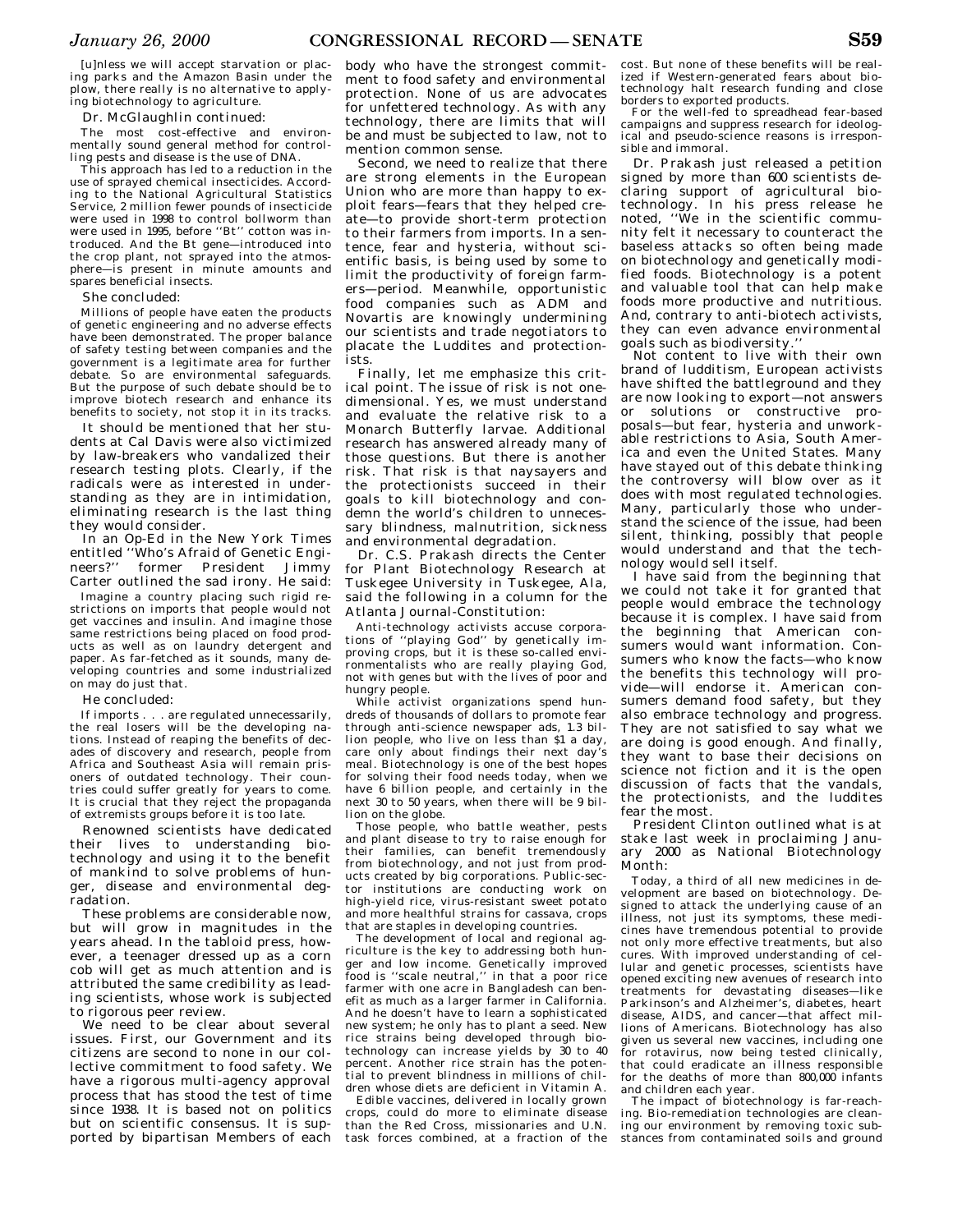[u]nless we will accept starvation or placing parks and the Amazon Basin under the plow, there really is no alternative to applying biotechnology to agriculture.

Dr. McGlaughlin continued:

The most cost-effective and environmentally sound general method for controlling pests and disease is the use of DNA.

This approach has led to a reduction in the use of sprayed chemical insecticides. According to the National Agricultural Statistics Service, 2 million fewer pounds of insecticide were used in 1998 to control bollworm than were used in 1995, before ''Bt'' cotton was introduced. And the Bt gene—introduced into the crop plant, not sprayed into the atmosphere—is present in minute amounts and spares beneficial insects.

She concluded:

Millions of people have eaten the products of genetic engineering and no adverse effects have been demonstrated. The proper balance of safety testing between companies and the government is a legitimate area for further debate. So are environmental safeguards. But the purpose of such debate should be to improve biotech research and enhance its benefits to society, not stop it in its tracks.

It should be mentioned that her students at Cal Davis were also victimized by law-breakers who vandalized their research testing plots. Clearly, if the radicals were as interested in understanding as they are in intimidation, eliminating research is the last thing they would consider.

In an Op-Ed in the New York Times entitled ''Who's Afraid of Genetic Engineers?'' former President Jimmy Carter outlined the sad irony. He said:

Imagine a country placing such rigid restrictions on imports that people would not get vaccines and insulin. And imagine those same restrictions being placed on food products as well as on laundry detergent and paper. As far-fetched as it sounds, many developing countries and some industrialized on may do just that.

He concluded:

If imports . . . are regulated unnecessarily, the real losers will be the developing nations. Instead of reaping the benefits of decades of discovery and research, people from Africa and Southeast Asia will remain prisoners of outdated technology. Their countries could suffer greatly for years to come. It is crucial that they reject the propaganda of extremists groups before it is too late.

Renowned scientists have dedicated their lives to understanding biotechnology and using it to the benefit of mankind to solve problems of hunger, disease and environmental degradation.

These problems are considerable now, but will grow in magnitudes in the years ahead. In the tabloid press, however, a teenager dressed up as a corn cob will get as much attention and is attributed the same credibility as leading scientists, whose work is subjected to rigorous peer review.

We need to be clear about several issues. First, our Government and its citizens are second to none in our collective commitment to food safety. We have a rigorous multi-agency approval process that has stood the test of time since 1938. It is based not on politics but on scientific consensus. It is supported by bipartisan Members of each body who have the strongest commitment to food safety and environmental protection. None of us are advocates for unfettered technology. As with any technology, there are limits that will be and must be subjected to law, not to mention common sense.

Second, we need to realize that there are strong elements in the European Union who are more than happy to exploit fears—fears that they helped create—to provide short-term protection to their farmers from imports. In a sentence, fear and hysteria, without scientific basis, is being used by some to limit the productivity of foreign farmers—period. Meanwhile, opportunistic food companies such as ADM and Novartis are knowingly undermining our scientists and trade negotiators to placate the Luddites and protectionists.

Finally, let me emphasize this critical point. The issue of risk is not one-dimensional. Yes, we must understand and evaluate the relative risk to a Monarch Butterfly larvae. Additional research has answered already many of those questions. But there is another risk. That risk is that naysayers and the protectionists succeed in their goals to kill biotechnology and condemn the world's children to unnecessary blindness, malnutrition, sickness and environmental degradation.

Dr. C.S. Prakash directs the Center for Plant Biotechnology Research at Tuskegee University in Tuskegee, Ala, said the following in a column for the Atlanta Journal-Constitution:

Anti-technology activists accuse corporations of ''playing God'' by genetically improving crops, but it is these so-called environmentalists who are really playing God, not with genes but with the lives of poor and hungry people.

While activist organizations spend hundreds of thousands of dollars to promote fear through anti-science newspaper ads, 1.3 billion people, who live on less than $1 a day, care only about findings their next day's meal. Biotechnology is one of the best hopes for solving their food needs today, when we have 6 billion people, and certainly in the next 30 to 50 years, when there will be 9 billion on the globe.

Those people, who battle weather, pests and plant disease to try to raise enough for their families, can benefit tremendously from biotechnology, and not just from products created by big corporations. Public-sector institutions are conducting work on high-yield rice, virus-resistant sweet potato and more healthful strains for cassava, crops that are staples in developing countries.

The development of local and regional agriculture is the key to addressing both hunger and low income. Genetically improved food is ''scale neutral,'' in that a poor rice farmer with one acre in Bangladesh can benefit as much as a larger farmer in California. And he doesn't have to learn a sophisticated new system; he only has to plant a seed. New rice strains being developed through biotechnology can increase yields by 30 to 40 percent. Another rice strain has the potential to prevent blindness in millions of children whose diets are deficient in Vitamin A.

Edible vaccines, delivered in locally grown crops, could do more to eliminate disease than the Red Cross, missionaries and U.N. task forces combined, at a fraction of the cost. But none of these benefits will be realized if Western-generated fears about biotechnology halt research funding and close borders to exported products.

For the well-fed to spreadhead fear-based campaigns and suppress research for ideological and pseudo-science reasons is irresponsible and immoral.

Dr. Prakash just released a petition signed by more than 600 scientists declaring support of agricultural biotechnology. In his press release he noted, ''We in the scientific community felt it necessary to counteract the baseless attacks so often being made on biotechnology and genetically modified foods. Biotechnology is a potent and valuable tool that can help make foods more productive and nutritious. And, contrary to anti-biotech activists, they can even advance environmental goals such as biodiversity.''

Not content to live with their own brand of luddītism, European activists have shifted the battleground and they are now looking to export—not answers or solutions or constructive proposals—but fear, hysteria and unworkable restrictions to Asia, South America and even the United States. Many have stayed out of this debate thinking the controversy will blow over as it does with most regulated technologies. Many, particularly those who understand the science of the issue, had been silent, thinking, possibly that people would understand and that the technology would sell itself.

I have said from the beginning that we could not take it for granted that people would embrace the technology because it is complex. I have said from the beginning that American consumers would want information. Consumers who know the facts—who know the benefits this technology will provide—will endorse it. American consumers demand food safety, but they also embrace technology and progress. They are not satisfied to say what we are doing is good enough. And finally, they want to base their decisions on science not fiction and it is the open discussion of facts that the vandals, the protectionists, and the luddites fear the most.

President Clinton outlined what is at stake last week in proclaiming January 2000 as National Biotechnology Month:

Today, a third of all new medicines in development are based on biotechnology. Designed to attack the underlying cause of an illness, not just its symptoms, these medicines have tremendous potential to provide not only more effective treatments, but also cures. With improved understanding of cellular and genetic processes, scientists have opened exciting new avenues of research into treatments for devastating diseases—like Parkinson's and Alzheimer's, diabetes, heart disease, AIDS, and cancer—that affect millions of Americans. Biotechnology has also given us several new vaccines, including one for rotavirus, now being tested clinically, that could eradicate an illness responsible for the deaths of more than 800,000 infants and children each year.

The impact of biotechnology is far-reaching. Bio-remediation technologies are cleaning our environment by removing toxic substances from contaminated soils and ground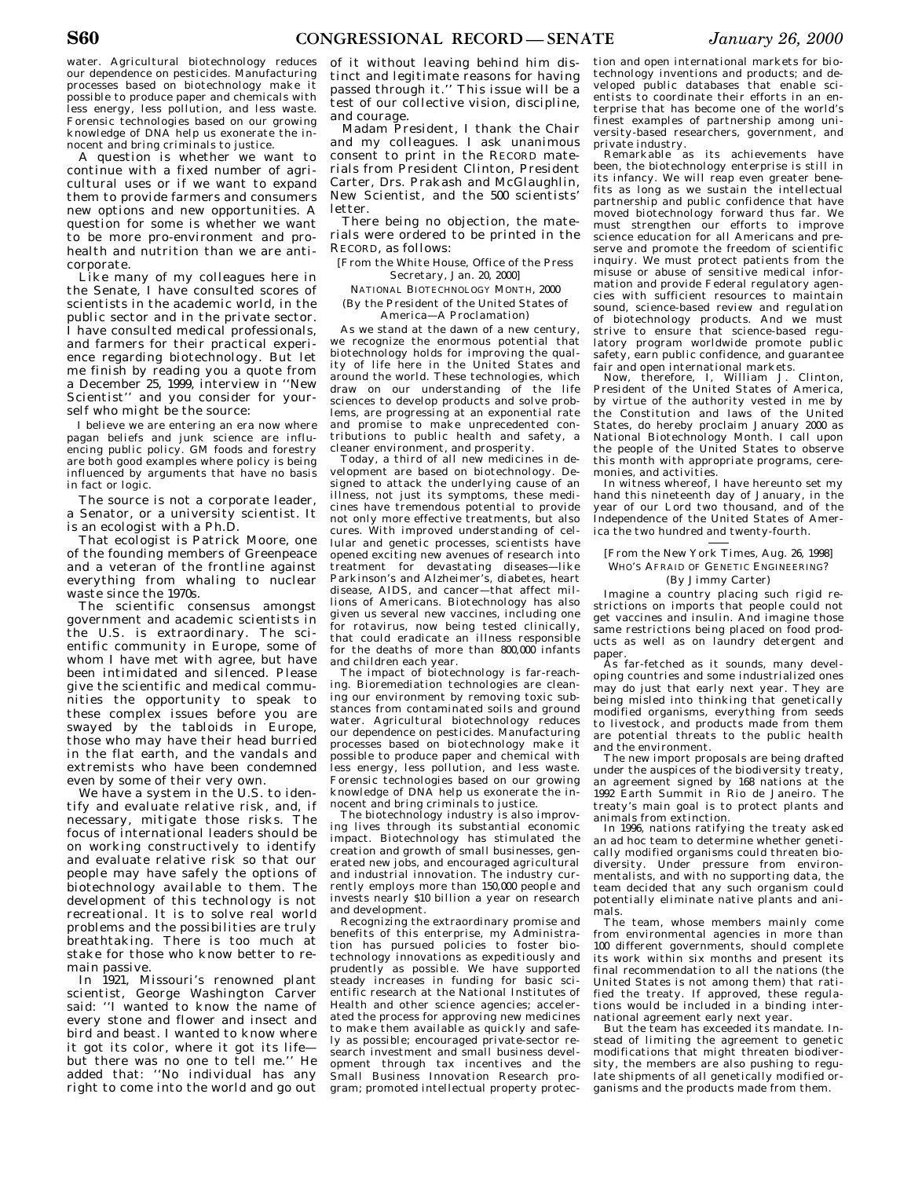water. Agricultural biotechnology reduces our dependence on pesticides. Manufacturing processes based on biotechnology make it possible to produce paper and chemicals with less energy, less pollution, and less waste. Forensic technologies based on our growing knowledge of DNA help us exonerate the innocent and bring criminals to justice.

A question is whether we want to continue with a fixed number of agricultural uses or if we want to expand them to provide farmers and consumers new options and new opportunities. A question for some is whether we want to be more pro-environment and pro-health and nutrition than we are anti-corporate.

Like many of my colleagues here in the Senate, I have consulted scores of scientists in the academic world, in the public sector and in the private sector. I have consulted medical professionals, and farmers for their practical experience regarding biotechnology. But let me finish by reading you a quote from a December 25, 1999, interview in ''New Scientist'' and you consider for yourself who might be the source:

> I believe we are entering an era now where pagan beliefs and junk science are influencing public policy. GM foods and forestry are both good examples where policy is being influenced by arguments that have no basis in fact or logic.

The source is not a corporate leader, a Senator, or a university scientist. It is an ecologist with a Ph.D.

That ecologist is Patrick Moore, one of the founding members of Greenpeace and a veteran of the frontline against everything from whaling to nuclear waste since the 1970s.

The scientific consensus amongst government and academic scientists in the U.S. is extraordinary. The scientific community in Europe, some of whom I have met with agree, but have been intimidated and silenced. Please give the scientific and medical communities the opportunity to speak to these complex issues before you are swayed by the tabloids in Europe, those who may have their head burried in the flat earth, and the vandals and extremists who have been condemned even by some of their very own.

We have a system in the U.S. to identify and evaluate relative risk, and, if necessary, mitigate those risks. The focus of international leaders should be on working constructively to identify and evaluate relative risk so that our people may have safely the options of biotechnology available to them. The development of this technology is not recreational. It is to solve real world problems and the possibilities are truly breathtaking. There is too much at stake for those who know better to remain passive.

In 1921, Missouri's renowned plant scientist, George Washington Carver said: ''I wanted to know the name of every stone and flower and insect and bird and beast. I wanted to know where it got its color, where it got its life—but there was no one to tell me.'' He added that: ''No individual has any right to come into the world and go out of it without leaving behind him distinct and legitimate reasons for having passed through it.'' This issue will be a test of our collective vision, discipline, and courage.

Madam President, I thank the Chair and my colleagues. I ask unanimous consent to print in the RECORD materials from President Clinton, President Carter, Drs. Prakash and McGlaughlin, New Scientist, and the 500 scientists' letter.

There being no objection, the materials were ordered to be printed in the RECORD, as follows:

[From the White House, Office of the Press Secretary, Jan. 20, 2000]

NATIONAL BIOTECHNOLOGY MONTH, 2000

(By the President of the United States of America—A Proclamation)

As we stand at the dawn of a new century, we recognize the enormous potential that biotechnology holds for improving the quality of life here in the United States and around the world. These technologies, which draw on our understanding of the life sciences to develop products and solve problems, are progressing at an exponential rate and promise to make unprecedented contributions to public health and safety, a cleaner environment, and prosperity.

Today, a third of all new medicines in development are based on biotechnology. Designed to attack the underlying cause of an illness, not just its symptoms, these medicines have tremendous potential to provide not only more effective treatments, but also cures. With improved understanding of cellular and genetic processes, scientists have opened exciting new avenues of research into treatment for devastating diseases—like Parkinson's and Alzheimer's, diabetes, heart disease, AIDS, and cancer—that affect millions of Americans. Biotechnology has also given us several new vaccines, including one for rotavirus, now being tested clinically, that could eradicate an illness responsible for the deaths of more than 800,000 infants and children each year.

The impact of biotechnology is far-reaching. Bioremediation technologies are cleaning our environment by removing toxic substances from contaminated soils and ground water. Agricultural biotechnology reduces our dependence on pesticides. Manufacturing processes based on biotechnology make it possible to produce paper and chemical with less energy, less pollution, and less waste. Forensic technologies based on our growing knowledge of DNA help us exonerate the innocent and bring criminals to justice.

The biotechnology industry is also improving lives through its substantial economic impact. Biotechnology has stimulated the creation and growth of small businesses, generated new jobs, and encouraged agricultural and industrial innovation. The industry currently employs more than 150,000 people and invests nearly $10 billion a year on research and development.

Recognizing the extraordinary promise and benefits of this enterprise, my Administration has pursued policies to foster biotechnology innovations as expeditiously and prudently as possible. We have supported steady increases in funding for basic scientific research at the National Institutes of Health and other science agencies; accelerated the process for approving new medicines to make them available as quickly and safely as possible; encouraged private-sector research investment and small business development through tax incentives and the Small Business Innovation Research program; promoted intellectual property protection and open international markets for biotechnology inventions and products; and developed public databases that enable scientists to coordinate their efforts in an enterprise that has become one of the world's finest examples of partnership among university-based researchers, government, and private industry.

Remarkable as its achievements have been, the biotechnology enterprise is still in its infancy. We will reap even greater benefits as long as we sustain the intellectual partnership and public confidence that have moved biotechnology forward thus far. We must strengthen our efforts to improve science education for all Americans and preserve and promote the freedom of scientific inquiry. We must protect patients from the misuse or abuse of sensitive medical information and provide Federal regulatory agencies with sufficient resources to maintain sound, science-based review and regulation of biotechnology products. And we must strive to ensure that science-based regulatory program worldwide promote public safety, earn public confidence, and guarantee fair and open international markets.

Now, therefore, I, William J. Clinton, President of the United States of America, by virtue of the authority vested in me by the Constitution and laws of the United States, do hereby proclaim January 2000 as National Biotechnology Month. I call upon the people of the United States to observe this month with appropriate programs, ceremonies, and activities.

In witness whereof, I have hereunto set my hand this nineteenth day of January, in the year of our Lord two thousand, and of the Independence of the United States of America the two hundred and twenty-fourth.

[From the New York Times, Aug. 26, 1998]

WHO'S AFRAID OF GENETIC ENGINEERING?

(By Jimmy Carter)

Imagine a country placing such rigid restrictions on imports that people could not get vaccines and insulin. And imagine those same restrictions being placed on food products as well as on laundry detergent and paper.

As far-fetched as it sounds, many developing countries and some industrialized ones may do just that early next year. They are being misled into thinking that genetically modified organisms, everything from seeds to livestock, and products made from them are potential threats to the public health and the environment.

The new import proposals are being drafted under the auspices of the biodiversity treaty, an agreement signed by 168 nations at the 1992 Earth Summit in Rio de Janeiro. The treaty's main goal is to protect plants and animals from extinction.

In 1996, nations ratifying the treaty asked an ad hoc team to determine whether genetically modified organisms could threaten biodiversity. Under pressure from environmentalists, and with no supporting data, the team decided that any such organism could potentially eliminate native plants and animals.

The team, whose members mainly come from environmental agencies in more than 100 different governments, should complete its work within six months and present its final recommendation to all the nations (the United States is not among them) that ratified the treaty. If approved, these regulations would be included in a binding international agreement early next year.

But the team has exceeded its mandate. Instead of limiting the agreement to genetic modifications that might threaten biodiversity, the members are also pushing to regulate shipments of all genetically modified organisms and the products made from them.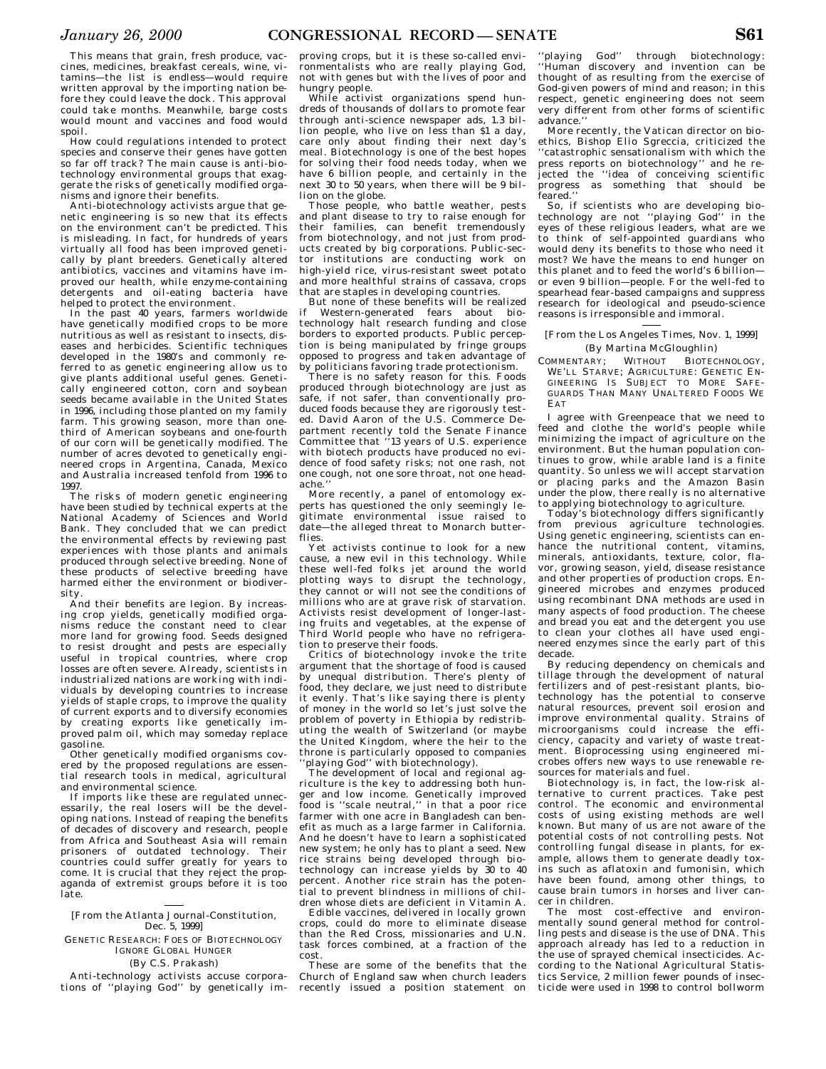This means that grain, fresh produce, vaccines, medicines, breakfast cereals, wine, vitamins—the list is endless—would require written approval by the importing nation before they could leave the dock. This approval could take months. Meanwhile, barge costs would mount and vaccines and food would spoil.

How could regulations intended to protect species and conserve their genes have gotten so far off track? The main cause is anti-biotechnology environmental groups that exaggerate the risks of genetically modified organisms and ignore their benefits.

Anti-biotechnology activists argue that genetic engineering is so new that its effects on the environment can't be predicted. This is misleading. In fact, for hundreds of years virtually all food has been improved genetically by plant breeders. Genetically altered antibiotics, vaccines and vitamins have improved our health, while enzyme-containing detergents and oil-eating bacteria have helped to protect the environment.

In the past 40 years, farmers worldwide have genetically modified crops to be more nutritious as well as resistant to insects, diseases and herbicides. Scientific techniques developed in the 1980's and commonly referred to as genetic engineering allow us to give plants additional useful genes. Genetically engineered cotton, corn and soybean seeds became available in the United States in 1996, including those planted on my family farm. This growing season, more than one-third of American soybeans and one-fourth of our corn will be genetically modified. The number of acres devoted to genetically engineered crops in Argentina, Canada, Mexico and Australia increased tenfold from 1996 to 1997.

The risks of modern genetic engineering have been studied by technical experts at the National Academy of Sciences and World Bank. They concluded that we can predict the environmental effects by reviewing past experiences with those plants and animals produced through selective breeding. None of these products of selective breeding have harmed either the environment or biodiversity.

And their benefits are legion. By increasing crop yields, genetically modified organisms reduce the constant need to clear more land for growing food. Seeds designed to resist drought and pests are especially useful in tropical countries, where crop losses are often severe. Already, scientists in industrialized nations are working with individuals by developing countries to increase yields of staple crops, to improve the quality of current exports and to diversify economies by creating exports like genetically improved palm oil, which may someday replace gasoline.

Other genetically modified organisms covered by the proposed regulations are essential research tools in medical, agricultural and environmental science.

If imports like these are regulated unnecessarily, the real losers will be the developing nations. Instead of reaping the benefits of decades of discovery and research, people from Africa and Southeast Asia will remain prisoners of outdated technology. Their countries could suffer greatly for years to come. It is crucial that they reject the propaganda of extremist groups before it is too late.

---

[From the Atlanta Journal-Constitution, Dec. 5, 1999]

GENETIC RESEARCH: FOES OF BIOTECHNOLOGY IGNORE GLOBAL HUNGER

(By C.S. Prakash)

Anti-technology activists accuse corporations of ''playing God'' by genetically improving crops, but it is these so-called environmentalists who are really playing God, not with genes but with the lives of poor and hungry people.

While activist organizations spend hundreds of thousands of dollars to promote fear through anti-science newspaper ads, 1.3 billion people, who live on less than $1 a day, care only about finding their next day's meal. Biotechnology is one of the best hopes for solving their food needs today, when we have 6 billion people, and certainly in the next 30 to 50 years, when there will be 9 billion on the globe.

Those people, who battle weather, pests and plant disease to try to raise enough for their families, can benefit tremendously from biotechnology, and not just from products created by big corporations. Public-sector institutions are conducting work on high-yield rice, virus-resistant sweet potato and more healthful strains of cassava, crops that are staples in developing countries.

But none of these benefits will be realized if Western-generated fears about biotechnology halt research funding and close borders to exported products. Public perception is being manipulated by fringe groups opposed to progress and taken advantage of by politicians favoring trade protectionism.

There is no safety reason for this. Foods produced through biotechnology are just as safe, if not safer, than conventionally produced foods because they are rigorously tested. David Aaron of the U.S. Commerce Department recently told the Senate Finance Committee that ''13 years of U.S. experience with biotech products have produced no evidence of food safety risks; not one rash, not one cough, not one sore throat, not one headache.''

More recently, a panel of entomology experts has questioned the only seemingly legitimate environmental issue raised to date—the alleged threat to Monarch butterflies.

Yet activists continue to look for a new cause, a new evil in this technology. While these well-fed folks jet around the world plotting ways to disrupt the technology, they cannot or will not see the conditions of millions who are at grave risk of starvation. Activists resist development of longer-lasting fruits and vegetables, at the expense of Third World people who have no refrigeration to preserve their foods.

Critics of biotechnology invoke the trite argument that the shortage of food is caused by unequal distribution. There's plenty of food, they declare, we just need to distribute it evenly. That's like saying there is plenty of money in the world so let's just solve the problem of poverty in Ethiopia by redistributing the wealth of Switzerland (or maybe the United Kingdom, where the heir to the throne is particularly opposed to companies ''playing God'' with biotechnology).

The development of local and regional agriculture is the key to addressing both hunger and low income. Genetically improved food is ''scale neutral,'' in that a poor rice farmer with one acre in Bangladesh can benefit as much as a large farmer in California. And he doesn't have to learn a sophisticated new system; he only has to plant a seed. New rice strains being developed through biotechnology can increase yields by 30 to 40 percent. Another rice strain has the potential to prevent blindness in millions of children whose diets are deficient in Vitamin A.

Edible vaccines, delivered in locally grown crops, could do more to eliminate disease than the Red Cross, missionaries and U.N. task forces combined, at a fraction of the cost.

These are some of the benefits that the Church of England saw when church leaders recently issued a position statement on ''playing God'' through biotechnology: ''Human discovery and invention can be thought of as resulting from the exercise of God-given powers of mind and reason; in this respect, genetic engineering does not seem very different from other forms of scientific advance.''

More recently, the Vatican director on bioethics, Bishop Elio Sgreccia, criticized the ''catastrophic sensationalism with which the press reports on biotechnology'' and he rejected the ''idea of conceiving scientific progress as something that should be feared.''

So, if scientists who are developing biotechnology are not ''playing God'' in the eyes of these religious leaders, what are we to think of self-appointed guardians who would deny its benefits to those who need it most? We have the means to end hunger on this planet and to feed the world's 6 billion—or even 9 billion—people. For the well-fed to spearhead fear-based campaigns and suppress research for ideological and pseudo-science reasons is irresponsible and immoral.

---

[From the Los Angeles Times, Nov. 1, 1999]

(By Martina McGloughlin)

COMMENTARY; WITHOUT BIOTECHNOLOGY, WE'LL STARVE; AGRICULTURE: GENETIC ENGINEERING IS SUBJECT TO MORE SAFEGUARDS THAN MANY UNALTERED FOODS WE EAT

I agree with Greenpeace that we need to feed and clothe the world's people while minimizing the impact of agriculture on the environment. But the human population continues to grow, while arable land is a finite quantity. So unless we will accept starvation or placing parks and the Amazon Basin under the plow, there really is no alternative to applying biotechnology to agriculture.

Today's biotechnology differs significantly from previous agriculture technologies. Using genetic engineering, scientists can enhance the nutritional content, vitamins, minerals, antioxidants, texture, color, flavor, growing season, yield, disease resistance and other properties of production crops. Engineered microbes and enzymes produced using recombinant DNA methods are used in many aspects of food production. The cheese and bread you eat and the detergent you use to clean your clothes all have used engineered enzymes since the early part of this decade.

By reducing dependency on chemicals and tillage through the development of natural fertilizers and of pest-resistant plants, biotechnology has the potential to conserve natural resources, prevent soil erosion and improve environmental quality. Strains of microorganisms could increase the efficiency, capacity and variety of waste treatment. Bioprocessing using engineered microbes offers new ways to use renewable resources for materials and fuel.

Biotechnology is, in fact, the low-risk alternative to current practices. Take pest control. The economic and environmental costs of using existing methods are well known. But many of us are not aware of the potential costs of not controlling pests. Not controlling fungal disease in plants, for example, allows them to generate deadly toxins such as aflatoxin and fumonisin, which have been found, among other things, to cause brain tumors in horses and liver cancer in children.

The most cost-effective and environmentally sound general method for controlling pests and disease is the use of DNA. This approach already has led to a reduction in the use of sprayed chemical insecticides. According to the National Agricultural Statistics Service, 2 million fewer pounds of insecticide were used in 1998 to control bollworm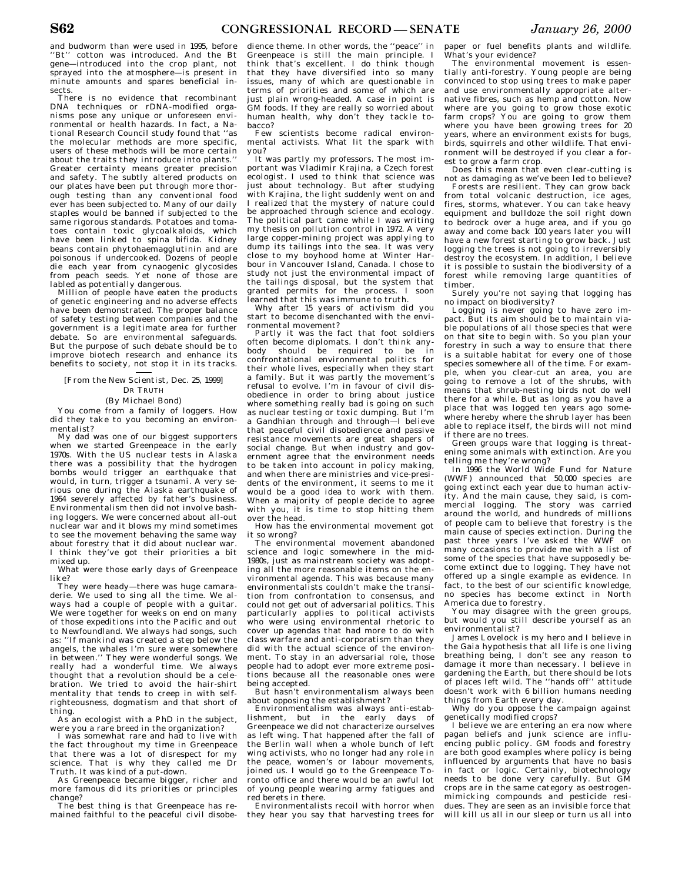and budworm than were used in 1995, before "Bt" cotton was introduced. And the Bt gene—introduced into the crop plant, not sprayed into the atmosphere—is present in minute amounts and spares beneficial insects.

There is no evidence that recombinant DNA techniques or rDNA-modified organisms pose any unique or unforeseen environmental or health hazards. In fact, a National Research Council study found that "as the molecular methods are more specific, users of these methods will be more certain about the traits they introduce into plants." Greater certainty means greater precision and safety. The subtly altered products on our plates have been put through more thorough testing than any conventional food ever has been subjected to. Many of our daily staples would be banned if subjected to the same rigorous standards. Potatoes and tomatoes contain toxic glycoalkaloids, which have been linked to spina bifida. Kidney beans contain phytohaemagglutinin and are poisonous if undercooked. Dozens of people die each year from cynaogenic glycosides from peach seeds. Yet none of those are labled as potentially dangerous.

Million of people have eaten the products of genetic engineering and no adverse effects have been demonstrated. The proper balance of safety testing between companies and the government is a legitimate area for further debate. So are environmental safeguards. But the purpose of such debate should be to improve biotech research and enhance its benefits to society, not stop it in its tracks.

[From the New Scientist, Dec. 25, 1999]

## DR TRUTH

(By Michael Bond)

You come from a family of loggers. How did they take to you becoming an environmentalist?

My dad was one of our biggest supporters when we started Greenpeace in the early 1970s. With the US nuclear tests in Alaska there was a possibility that the hydrogen bombs would trigger an earthquake that would, in turn, trigger a tsunami. A very serious one during the Alaska earthquake of 1964 severely affected by father's business. Environmentalism then did not involve bashing loggers. We were concerned about all-out nuclear war and it blows my mind sometimes to see the movement behaving the same way about forestry that it did about nuclear war. I think they've got their priorities a bit mixed up.

What were those early days of Greenpeace like?

They were heady—there was huge camaraderie. We used to sing all the time. We always had a couple of people with a guitar. We were together for weeks on end on many of those expeditions into the Pacific and out to Newfoundland. We always had songs, such as: "If mankind was created a step below the angels, the whales I'm sure were somewhere in between." They were wonderful songs. We really had a wonderful time. We always thought that a revolution should be a celebration. We tried to avoid the hair-shirt mentality that tends to creep in with self-righteousness, dogmatism and that short of thing.

As an ecologist with a PhD in the subject, were you a rare breed in the organization?

I was somewhat rare and had to live with the fact throughout my time in Greenpeace that there was a lot of disrespect for my science. That is why they called me Dr Truth. It was kind of a put-down.

As Greenpeace became bigger, richer and more famous did its priorities or principles change?

The best thing is that Greenpeace has remained faithful to the peaceful civil disobedience theme. In other words, the "peace" in Greenpeace is still the main principle. I think that's excellent. I do think though that they have diversified into so many issues, many of which are questionable in terms of priorities and some of which are just plain wrong-headed. A case in point is GM foods. If they are really so worried about human health, why don't they tackle tobacco?

Few scientists become radical environmental activists. What lit the spark with you?

It was partly my professors. The most important was Vladimir Krajina, a Czech forest ecologist. I used to think that science was just about technology. But after studying with Krajina, the light suddenly went on and I realized that the mystery of nature could be approached through science and ecology. The political part came while I was writing my thesis on pollution control in 1972. A very large copper-mining project was applying to dump its tailings into the sea. It was very close to my boyhood home at Winter Harbour in Vancouver Island, Canada. I chose to study not just the environmental impact of the tailings disposal, but the system that granted permits for the process. I soon learned that this was immune to truth.

Why after 15 years of activism did you start to become disenchanted with the environmental movement?

Partly it was the fact that foot soldiers often become diplomats. I don't think anybody should be required to be in confrontational environmental politics for their whole lives, especially when they start a family. But it was partly the movement's refusal to evolve. I'm in favour of civil disobedience in order to bring about justice where something really bad is going on such as nuclear testing or toxic dumping. But I'm a Gandhian through and through—I believe that peaceful civil disobedience and passive resistance movements are great shapers of social change. But when industry and government agree that the environment needs to be taken into account in policy making, and when there are ministries and vice-presidents of the environment, it seems to me it would be a good idea to work with them. When a majority of people decide to agree with you, it is time to stop hitting them over the head.

How has the environmental movement got it so wrong?

The environmental movement abandoned science and logic somewhere in the mid-1980s, just as mainstream society was adopting all the more reasonable items on the environmental agenda. This was because many environmentalists couldn't make the transition from confrontation to consensus, and could not get out of adversarial politics. This particularly applies to political activists who were using environmental rhetoric to cover up agendas that had more to do with class warfare and anti-corporatism than they did with the actual science of the environment. To stay in an adversarial role, those people had to adopt ever more extreme positions because all the reasonable ones were being accepted.

But hasn't environmentalism always been about opposing the establishment?

Environmentalism was always anti-establishment, but in the early days of Greenpeace we did not characterize ourselves as left wing. That happened after the fall of the Berlin wall when a whole bunch of left wing activists, who no longer had any role in the peace, women's or labour movements, joined us. I would go to the Greenpeace Toronto office and there would be an awful lot of young people wearing army fatigues and red berets in there.

Environmentalists recoil with horror when they hear you say that harvesting trees for paper or fuel benefits plants and wildlife. What's your evidence?

The environmental movement is essentially anti-forestry. Young people are being convinced to stop using trees to make paper and use environmentally appropriate alternative fibres, such as hemp and cotton. Now where are you going to grow those exotic farm crops? You are going to grow them where you have been growing trees for 20 years, where an environment exists for bugs, birds, squirrels and other wildlife. That environment will be destroyed if you clear a forest to grow a farm crop.

Does this mean that even clear-cutting is not as damaging as we've been led to believe?

Forests are resilient. They can grow back from total volcanic destruction, ice ages, fires, storms, whatever. You can take heavy equipment and bulldoze the soil right down to bedrock over a huge area, and if you go away and come back 100 years later you will have a new forest starting to grow back. Just logging the trees is not going to irreversibly destroy the ecosystem. In addition, I believe it is possible to sustain the biodiversity of a forest while removing large quantities of timber.

Surely you're not saying that logging has no impact on biodiversity?

Logging is never going to have zero impact. But its aim should be to maintain viable populations of all those species that were on that site to begin with. So you plan your forestry in such a way to ensure that there is a suitable habitat for every one of those species somewhere all of the time. For example, when you clear-cut an area, you are going to remove a lot of the shrubs, with means that shrub-nesting birds not do well there for a while. But as long as you have a place that was logged ten years ago somewhere hereby where the shrub layer has been able to replace itself, the birds will not mind if there are no trees.

Green groups ware that logging is threatening some animals with extinction. Are you telling me they're wrong?

In 1996 the World Wide Fund for Nature (WWF) announced that 50,000 species are going extinct each year due to human activity. And the main cause, they said, is commercial logging. The story was carried around the world, and hundreds of millions of people cam to believe that forestry is the main cause of species extinction. During the past three years I've asked the WWF on many occasions to provide me with a list of some of the species that have supposedly become extinct due to logging. They have not offered up a single example as evidence. In fact, to the best of our scientific knowledge, no species has become extinct in North America due to forestry.

You may disagree with the green groups, but would you still describe yourself as an environmentalist?

James Lovelock is my hero and I believe in the Gaia hypothesis that all life is one living breathing being, I don't see any reason to damage it more than necessary. I believe in gardening the Earth, but there should be lots of places left wild. The "hands off" attitude doesn't work with 6 billion humans needing things from Earth every day.

Why do you oppose the campaign against genetically modified crops?

I believe we are entering an era now where pagan beliefs and junk science are influencing public policy. GM foods and forestry are both good examples where policy is being influenced by arguments that have no basis in fact or logic. Certainly, biotechnology needs to be done very carefully. But GM crops are in the same category as oestrogen-mimicking compounds and pesticide residues. They are seen as an invisible force that will kill us all in our sleep or turn us all into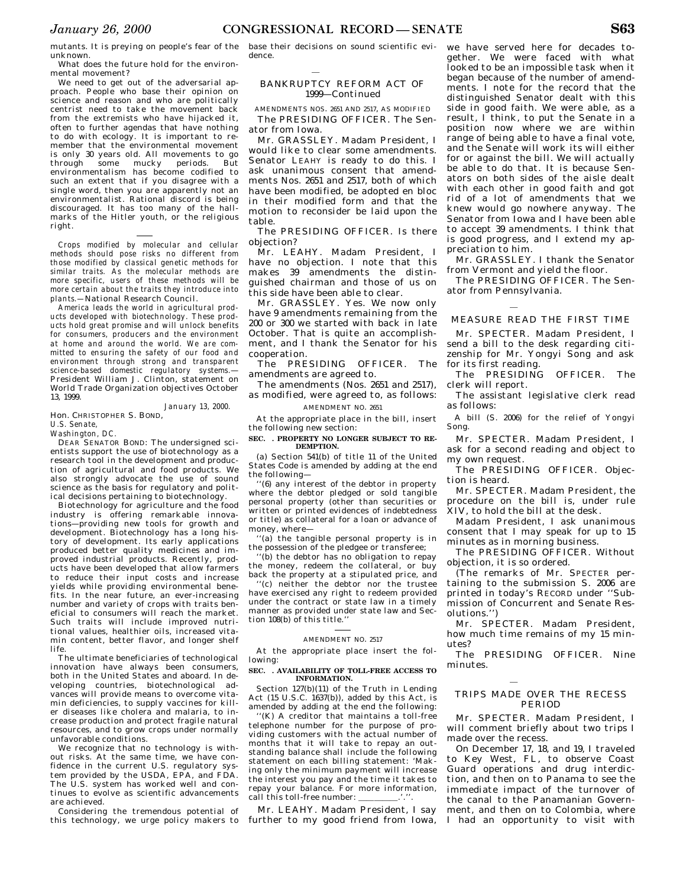mutants. It is preying on people's fear of the unknown.

What does the future hold for the environmental movement?

We need to get out of the adversarial approach. People who base their opinion on science and reason and who are politically centrist need to take the movement back from the extremists who have hijacked it, often to further agendas that have nothing to do with ecology. It is important to remember that the environmental movement is only 30 years old. All movements to go through some mucky periods. But environmentalism has become codified to such an extent that if you disagree with a single word, then you are apparently not an environmentalist. Rational discord is being discouraged. It has too many of the hallmarks of the Hitler youth, or the religious right.

---

*Crops modified by molecular and cellular methods should pose risks no different from those modified by classical genetic methods for similar traits. As the molecular methods are more specific, users of these methods will be more certain about the traits they introduce into plants.*—National Research Council.

*America leads the world in agricultural products developed with biotechnology. These products hold great promise and will unlock benefits for consumers, producers and the environment at home and around the world. We are committed to ensuring the safety of our food and environment through strong and transparent science-based domestic regulatory systems.*—President William J. Clinton, statement on World Trade Organization objectives October 13, 1999.

*January 13, 2000.*

Hon. CHRISTOPHER S. BOND,
*U.S. Senate,*
*Washington, DC.*

DEAR SENATOR BOND: The undersigned scientists support the use of biotechnology as a research tool in the development and production of agricultural and food products. We also strongly advocate the use of sound science as the basis for regulatory and political decisions pertaining to biotechnology.

Biotechnology for agriculture and the food industry is offering remarkable innovations—providing new tools for growth and development. Biotechnology has a long history of development. Its early applications produced better quality medicines and improved industrial products. Recently, products have been developed that allow farmers to reduce their input costs and increase yields while providing environmental benefits. In the near future, an ever-increasing number and variety of crops with traits beneficial to consumers will reach the market. Such traits will include improved nutritional values, healthier oils, increased vitamin content, better flavor, and longer shelf life.

The ultimate beneficiaries of technological innovation have always been consumers, both in the United States and aboard. In developing countries, biotechnological advances will provide means to overcome vitamin deficiencies, to supply vaccines for killer diseases like cholera and malaria, to increase production and protect fragile natural resources, and to grow crops under normally unfavorable conditions.

We recognize that no technology is without risks. At the same time, we have confidence in the current U.S. regulatory system provided by the USDA, EPA, and FDA. The U.S. system has worked well and continues to evolve as scientific advancements are achieved.

Considering the tremendous potential of this technology, we urge policy makers to base their decisions on sound scientific evidence.

---

## BANKRUPTCY REFORM ACT OF 1999—Continued

AMENDMENTS NOS. 2651 AND 2517, AS MODIFIED

The PRESIDING OFFICER. The Senator from Iowa.

Mr. GRASSLEY. Madam President, I would like to clear some amendments. Senator LEAHY is ready to do this. I ask unanimous consent that amendments Nos. 2651 and 2517, both of which have been modified, be adopted en bloc in their modified form and that the motion to reconsider be laid upon the table.

The PRESIDING OFFICER. Is there objection?

Mr. LEAHY. Madam President, I have no objection. I note that this makes 39 amendments the distinguished chairman and those of us on this side have been able to clear.

Mr. GRASSLEY. Yes. We now only have 9 amendments remaining from the 200 or 300 we started with back in late October. That is quite an accomplishment, and I thank the Senator for his cooperation.

The PRESIDING OFFICER. The amendments are agreed to.

The amendments (Nos. 2651 and 2517), as modified, were agreed to, as follows:

AMENDMENT NO. 2651

At the appropriate place in the bill, insert the following new section:

**SEC. . PROPERTY NO LONGER SUBJECT TO REDEMPTION.**

(a) Section 541(b) of title 11 of the United States Code is amended by adding at the end the following—

''(6) any interest of the debtor in property where the debtor pledged or sold tangible personal property (other than securities or written or printed evidences of indebtedness or title) as collateral for a loan or advance of money, where—

''(a) the tangible personal property is in the possession of the pledgee or transferee;

''(b) the debtor has no obligation to repay the money, redeem the collateral, or buy back the property at a stipulated price, and

''(c) neither the debtor nor the trustee have exercised any right to redeem provided under the contract or state law in a timely manner as provided under state law and Section 108(b) of this title.''

---

AMENDMENT NO. 2517

At the appropriate place insert the following:

**SEC. . AVAILABILITY OF TOLL-FREE ACCESS TO INFORMATION.**

Section 127(b)(11) of the Truth in Lending Act (15 U.S.C. 1637(b)), added by this Act, is amended by adding at the end the following:

''(K) A creditor that maintains a toll-free telephone number for the purpose of providing customers with the actual number of months that it will take to repay an outstanding balance shall include the following statement on each billing statement: 'Making only the minimum payment will increase the interest you pay and the time it takes to repay your balance. For more information, call this toll-free number: \_\_\_\_\_\_\_\_\_.'.''.

Mr. LEAHY. Madam President, I say further to my good friend from Iowa, we have served here for decades together. We were faced with what looked to be an impossible task when it began because of the number of amendments. I note for the record that the distinguished Senator dealt with this side in good faith. We were able, as a result, I think, to put the Senate in a position now where we are within range of being able to have a final vote, and the Senate will work its will either for or against the bill. We will actually be able to do that. It is because Senators on both sides of the aisle dealt with each other in good faith and got rid of a lot of amendments that we knew would go nowhere anyway. The Senator from Iowa and I have been able to accept 39 amendments. I think that is good progress, and I extend my appreciation to him.

Mr. GRASSLEY. I thank the Senator from Vermont and yield the floor.

The PRESIDING OFFICER. The Senator from Pennsylvania.

---

## MEASURE READ THE FIRST TIME

Mr. SPECTER. Madam President, I send a bill to the desk regarding citizenship for Mr. Yongyi Song and ask for its first reading.

The PRESIDING OFFICER. The clerk will report.

The assistant legislative clerk read as follows:

A bill (S. 2006) for the relief of Yongyi Song.

Mr. SPECTER. Madam President, I ask for a second reading and object to my own request.

The PRESIDING OFFICER. Objection is heard.

Mr. SPECTER. Madam President, the procedure on the bill is, under rule XIV, to hold the bill at the desk.

Madam President, I ask unanimous consent that I may speak for up to 15 minutes as in morning business.

The PRESIDING OFFICER. Without objection, it is so ordered.

(The remarks of Mr. SPECTER pertaining to the submission S. 2006 are printed in today's RECORD under ''Submission of Concurrent and Senate Resolutions.'')

Mr. SPECTER. Madam President, how much time remains of my 15 minutes?

The PRESIDING OFFICER. Nine minutes.

---

## TRIPS MADE OVER THE RECESS PERIOD

Mr. SPECTER. Madam President, I will comment briefly about two trips I made over the recess.

On December 17, 18, and 19, I traveled to Key West, FL, to observe Coast Guard operations and drug interdiction, and then on to Panama to see the immediate impact of the turnover of the canal to the Panamanian Government, and then on to Colombia, where I had an opportunity to visit with